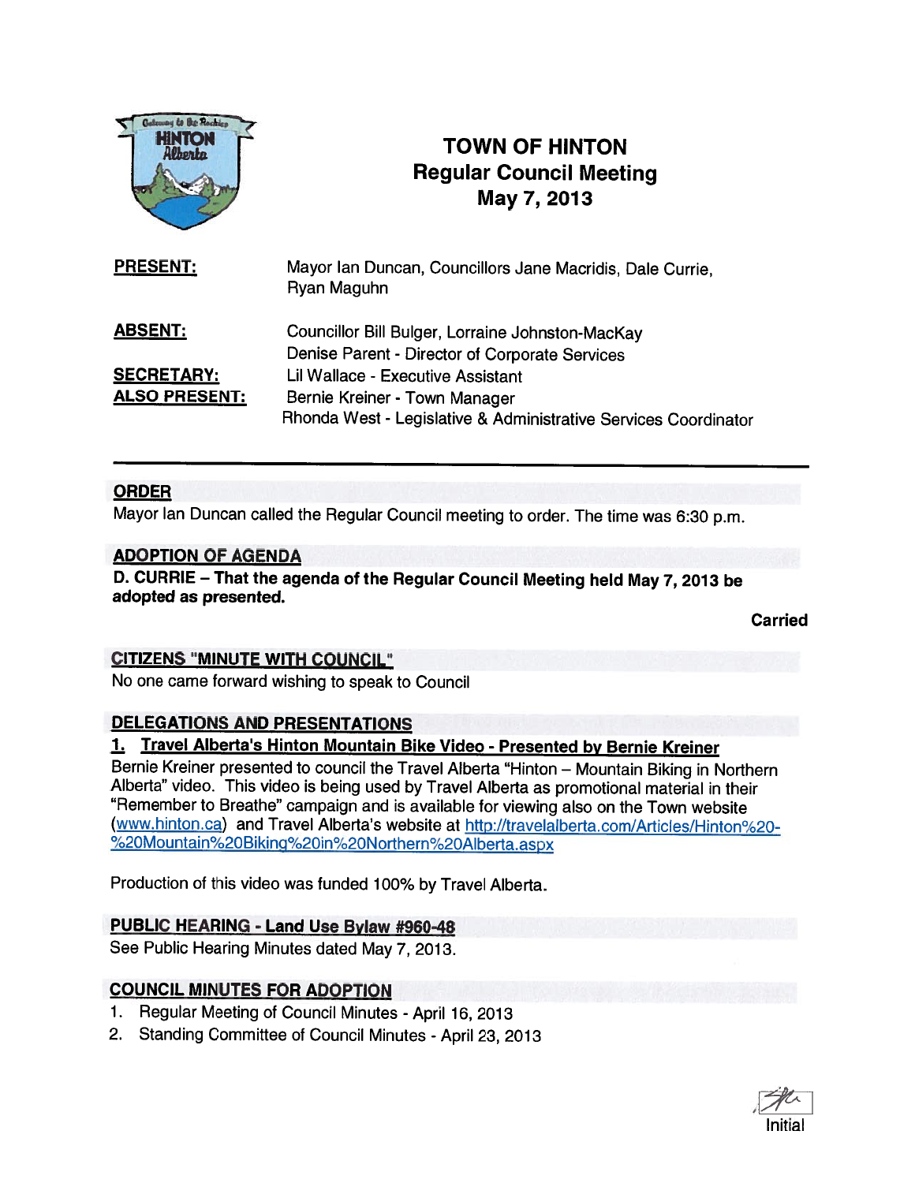# TOWN OF HINTON
## Regular Council Meeting
## May 7, 2013

**PRESENT:** Mayor Ian Duncan, Councillors Jane Macridis, Dale Currie, Ryan Maguhn

**ABSENT:** Councillor Bill Bulger, Lorraine Johnston-MacKay
Denise Parent - Director of Corporate Services

**SECRETARY:** Lil Wallace - Executive Assistant

**ALSO PRESENT:** Bernie Kreiner - Town Manager
Rhonda West - Legislative & Administrative Services Coordinator

---

## ORDER

Mayor Ian Duncan called the Regular Council meeting to order. The time was 6:30 p.m.

## ADOPTION OF AGENDA

**D. CURRIE – That the agenda of the Regular Council Meeting held May 7, 2013 be adopted as presented.**

**Carried**

## CITIZENS "MINUTE WITH COUNCIL"

No one came forward wishing to speak to Council

## DELEGATIONS AND PRESENTATIONS

### 1. Travel Alberta's Hinton Mountain Bike Video - Presented by Bernie Kreiner

Bernie Kreiner presented to council the Travel Alberta "Hinton – Mountain Biking in Northern Alberta" video. This video is being used by Travel Alberta as promotional material in their "Remember to Breathe" campaign and is available for viewing also on the Town website (www.hinton.ca) and Travel Alberta's website at http://travelalberta.com/Articles/Hinton%20-%20Mountain%20Biking%20in%20Northern%20Alberta.aspx

Production of this video was funded 100% by Travel Alberta.

## PUBLIC HEARING - Land Use Bylaw #960-48

See Public Hearing Minutes dated May 7, 2013.

## COUNCIL MINUTES FOR ADOPTION

1. Regular Meeting of Council Minutes - April 16, 2013
2. Standing Committee of Council Minutes - April 23, 2013

Initial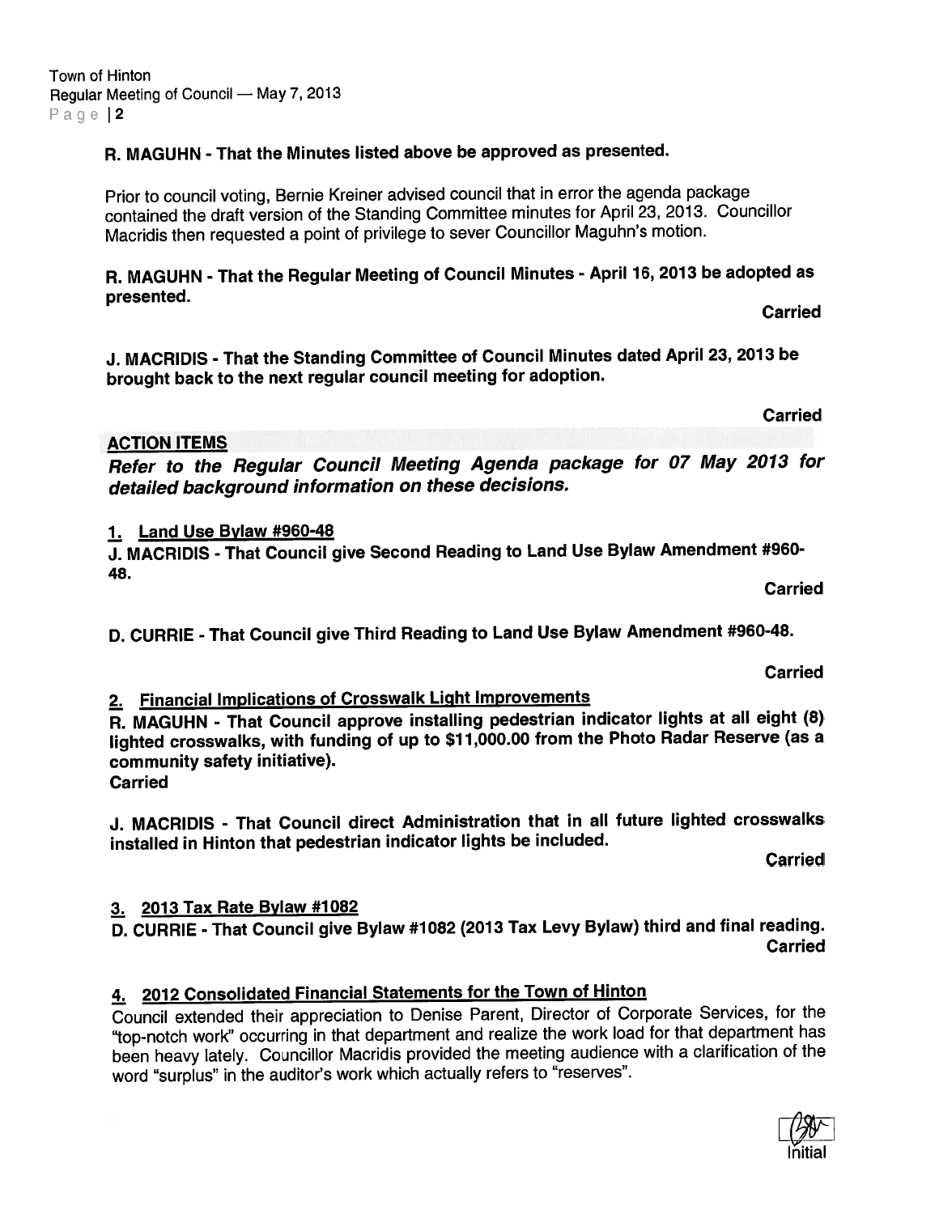**R. MAGUHN - That the Minutes listed above be approved as presented.**

Prior to council voting, Bernie Kreiner advised council that in error the agenda package contained the draft version of the Standing Committee minutes for April 23, 2013. Councillor Macridis then requested a point of privilege to sever Councillor Maguhn's motion.

**R. MAGUHN - That the Regular Meeting of Council Minutes - April 16, 2013 be adopted as presented.**

**Carried**

**J. MACRIDIS - That the Standing Committee of Council Minutes dated April 23, 2013 be brought back to the next regular council meeting for adoption.**

**Carried**

## ACTION ITEMS

***Refer to the Regular Council Meeting Agenda package for 07 May 2013 for detailed background information on these decisions.***

**1. Land Use Bylaw #960-48**

**J. MACRIDIS - That Council give Second Reading to Land Use Bylaw Amendment #960-48.**

**Carried**

**D. CURRIE - That Council give Third Reading to Land Use Bylaw Amendment #960-48.**

**Carried**

**2. Financial Implications of Crosswalk Light Improvements**

**R. MAGUHN - That Council approve installing pedestrian indicator lights at all eight (8) lighted crosswalks, with funding of up to $11,000.00 from the Photo Radar Reserve (as a community safety initiative).**

**Carried**

**J. MACRIDIS - That Council direct Administration that in all future lighted crosswalks installed in Hinton that pedestrian indicator lights be included.**

**Carried**

**3. 2013 Tax Rate Bylaw #1082**

**D. CURRIE - That Council give Bylaw #1082 (2013 Tax Levy Bylaw) third and final reading.**

**Carried**

**4. 2012 Consolidated Financial Statements for the Town of Hinton**

Council extended their appreciation to Denise Parent, Director of Corporate Services, for the "top-notch work" occurring in that department and realize the work load for that department has been heavy lately. Councillor Macridis provided the meeting audience with a clarification of the word "surplus" in the auditor's work which actually refers to "reserves".

Initial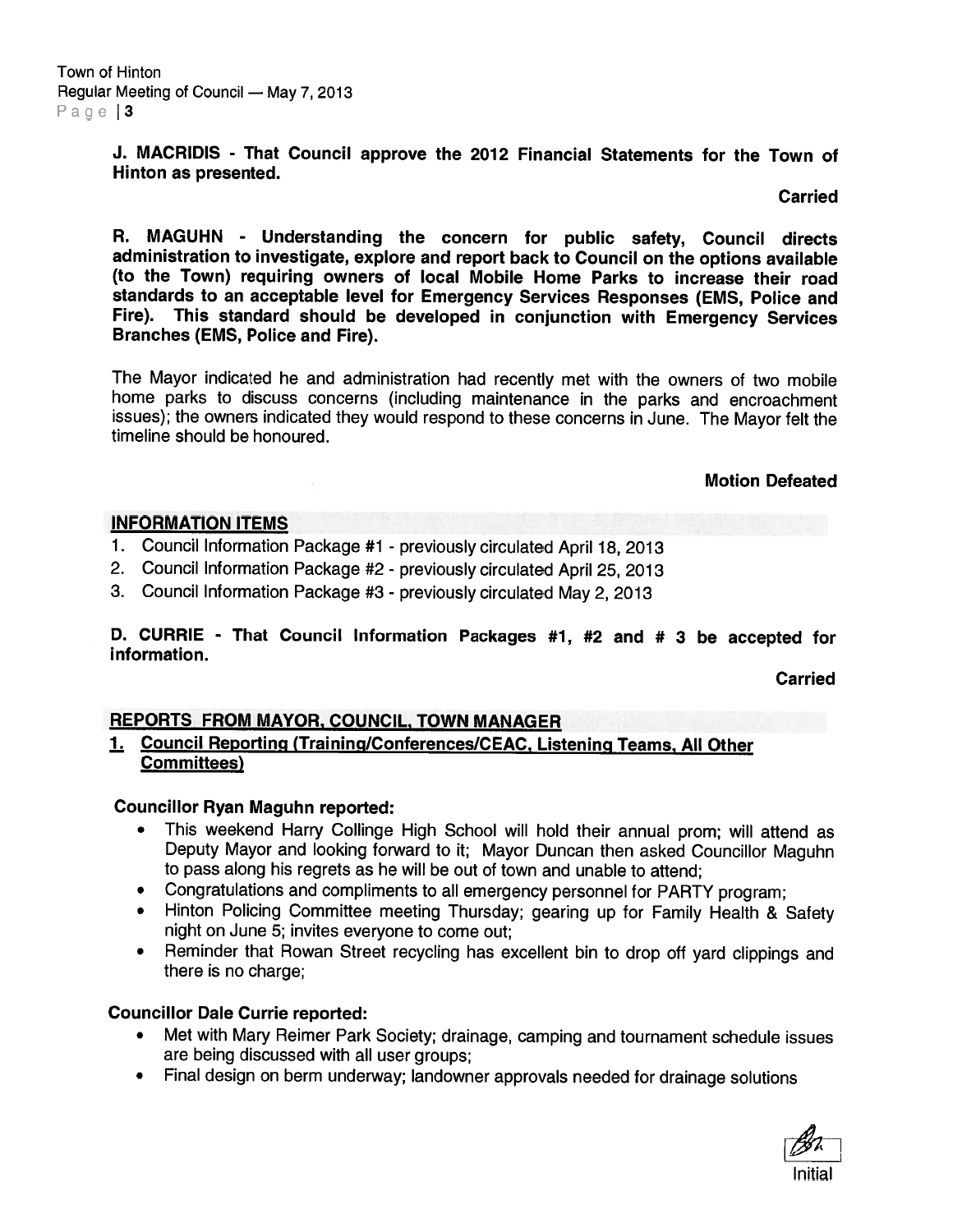**J. MACRIDIS - That Council approve the 2012 Financial Statements for the Town of Hinton as presented.**

**Carried**

**R. MAGUHN - Understanding the concern for public safety, Council directs administration to investigate, explore and report back to Council on the options available (to the Town) requiring owners of local Mobile Home Parks to increase their road standards to an acceptable level for Emergency Services Responses (EMS, Police and Fire). This standard should be developed in conjunction with Emergency Services Branches (EMS, Police and Fire).**

The Mayor indicated he and administration had recently met with the owners of two mobile home parks to discuss concerns (including maintenance in the parks and encroachment issues); the owners indicated they would respond to these concerns in June. The Mayor felt the timeline should be honoured.

**Motion Defeated**

## INFORMATION ITEMS

1. Council Information Package #1 - previously circulated April 18, 2013
2. Council Information Package #2 - previously circulated April 25, 2013
3. Council Information Package #3 - previously circulated May 2, 2013

**D. CURRIE - That Council Information Packages #1, #2 and # 3 be accepted for information.**

**Carried**

## REPORTS FROM MAYOR, COUNCIL, TOWN MANAGER

### 1. Council Reporting (Training/Conferences/CEAC, Listening Teams, All Other Committees)

**Councillor Ryan Maguhn reported:**

- This weekend Harry Collinge High School will hold their annual prom; will attend as Deputy Mayor and looking forward to it; Mayor Duncan then asked Councillor Maguhn to pass along his regrets as he will be out of town and unable to attend;
- Congratulations and compliments to all emergency personnel for PARTY program;
- Hinton Policing Committee meeting Thursday; gearing up for Family Health & Safety night on June 5; invites everyone to come out;
- Reminder that Rowan Street recycling has excellent bin to drop off yard clippings and there is no charge;

**Councillor Dale Currie reported:**

- Met with Mary Reimer Park Society; drainage, camping and tournament schedule issues are being discussed with all user groups;
- Final design on berm underway; landowner approvals needed for drainage solutions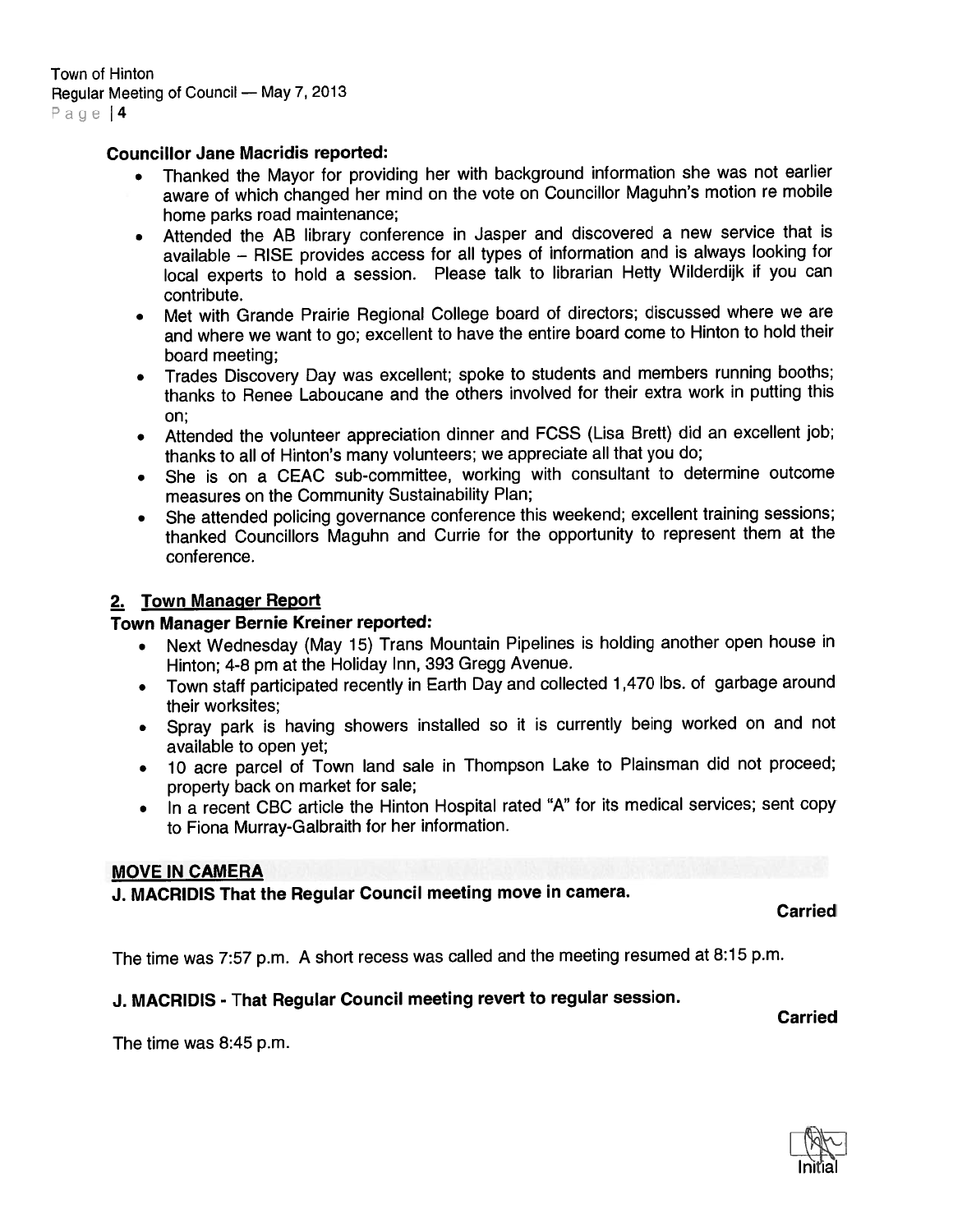**Councillor Jane Macridis reported:**

- Thanked the Mayor for providing her with background information she was not earlier aware of which changed her mind on the vote on Councillor Maguhn's motion re mobile home parks road maintenance;
- Attended the AB library conference in Jasper and discovered a new service that is available – RISE provides access for all types of information and is always looking for local experts to hold a session. Please talk to librarian Hetty Wilderdijk if you can contribute.
- Met with Grande Prairie Regional College board of directors; discussed where we are and where we want to go; excellent to have the entire board come to Hinton to hold their board meeting;
- Trades Discovery Day was excellent; spoke to students and members running booths; thanks to Renee Laboucane and the others involved for their extra work in putting this on;
- Attended the volunteer appreciation dinner and FCSS (Lisa Brett) did an excellent job; thanks to all of Hinton's many volunteers; we appreciate all that you do;
- She is on a CEAC sub-committee, working with consultant to determine outcome measures on the Community Sustainability Plan;
- She attended policing governance conference this weekend; excellent training sessions; thanked Councillors Maguhn and Currie for the opportunity to represent them at the conference.

## 2. Town Manager Report

**Town Manager Bernie Kreiner reported:**

- Next Wednesday (May 15) Trans Mountain Pipelines is holding another open house in Hinton; 4-8 pm at the Holiday Inn, 393 Gregg Avenue.
- Town staff participated recently in Earth Day and collected 1,470 lbs. of garbage around their worksites;
- Spray park is having showers installed so it is currently being worked on and not available to open yet;
- 10 acre parcel of Town land sale in Thompson Lake to Plainsman did not proceed; property back on market for sale;
- In a recent CBC article the Hinton Hospital rated "A" for its medical services; sent copy to Fiona Murray-Galbraith for her information.

**MOVE IN CAMERA**

**J. MACRIDIS That the Regular Council meeting move in camera.**

**Carried**

The time was 7:57 p.m. A short recess was called and the meeting resumed at 8:15 p.m.

**J. MACRIDIS - That Regular Council meeting revert to regular session.**

**Carried**

The time was 8:45 p.m.

Initial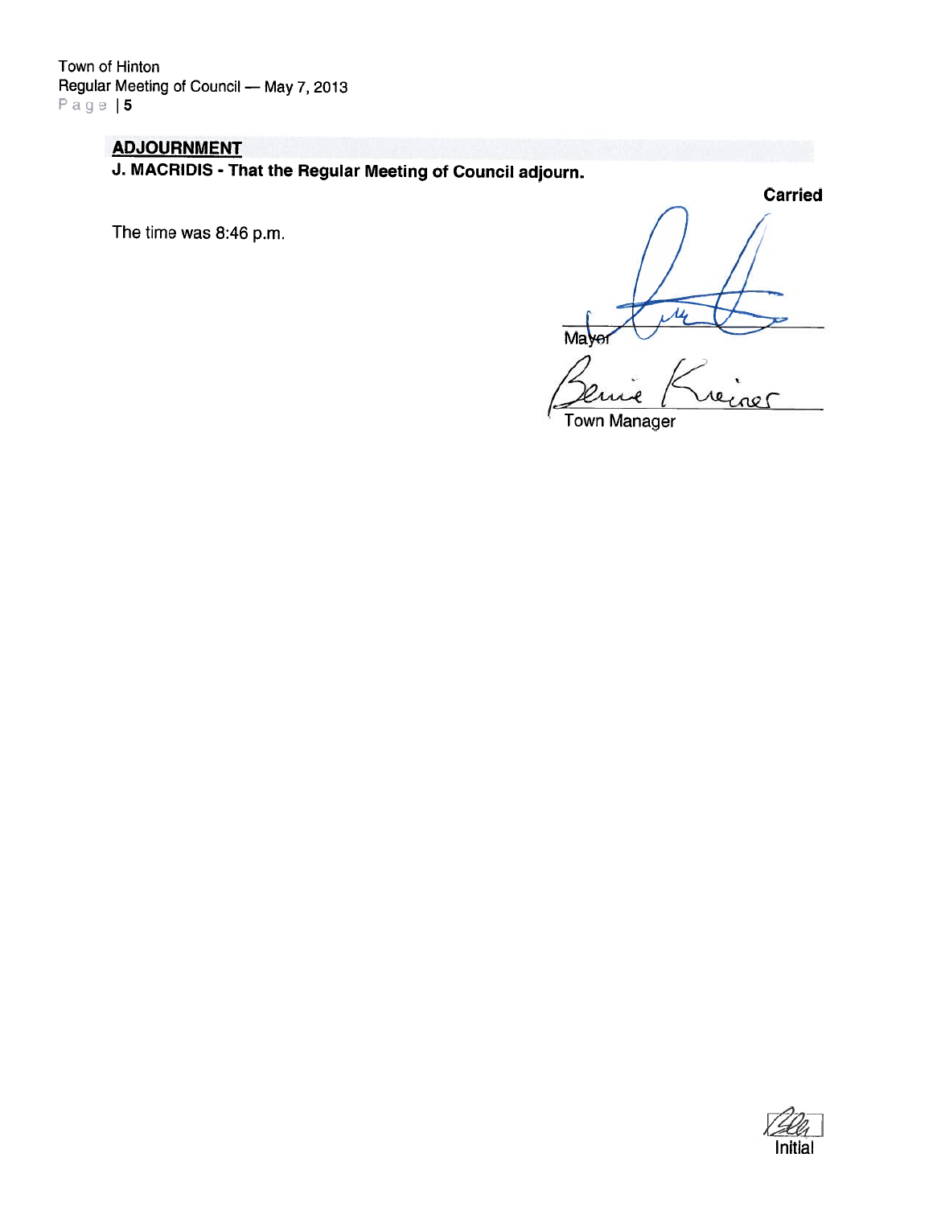## ADJOURNMENT

**J. MACRIDIS - That the Regular Meeting of Council adjourn.**

**Carried**

The time was 8:46 p.m.

Mayor

Town Manager

Initial